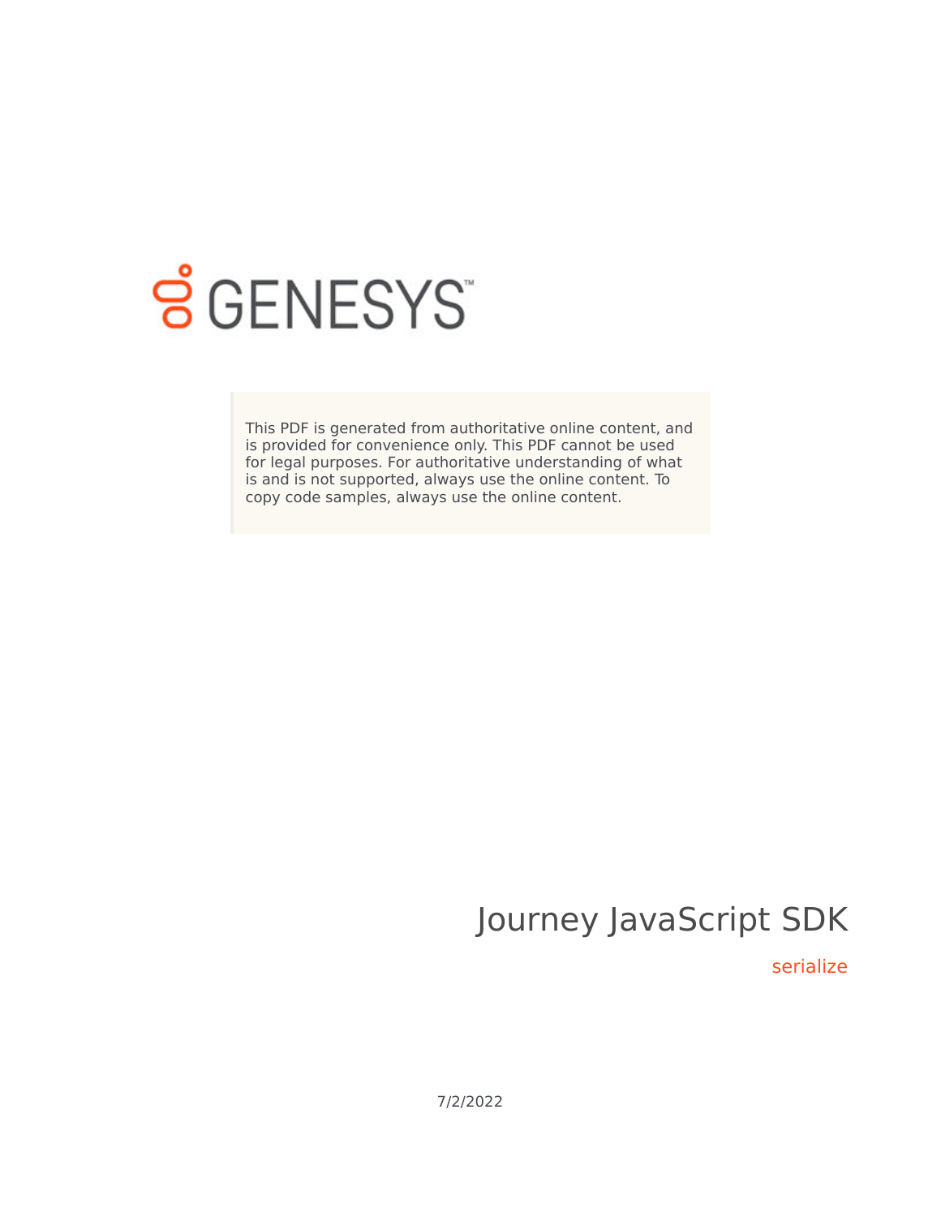GENESYS

This PDF is generated from authoritative online content, and is provided for convenience only. This PDF cannot be used for legal purposes. For authoritative understanding of what is and is not supported, always use the online content. To copy code samples, always use the online content.

# Journey JavaScript SDK

serialize

7/2/2022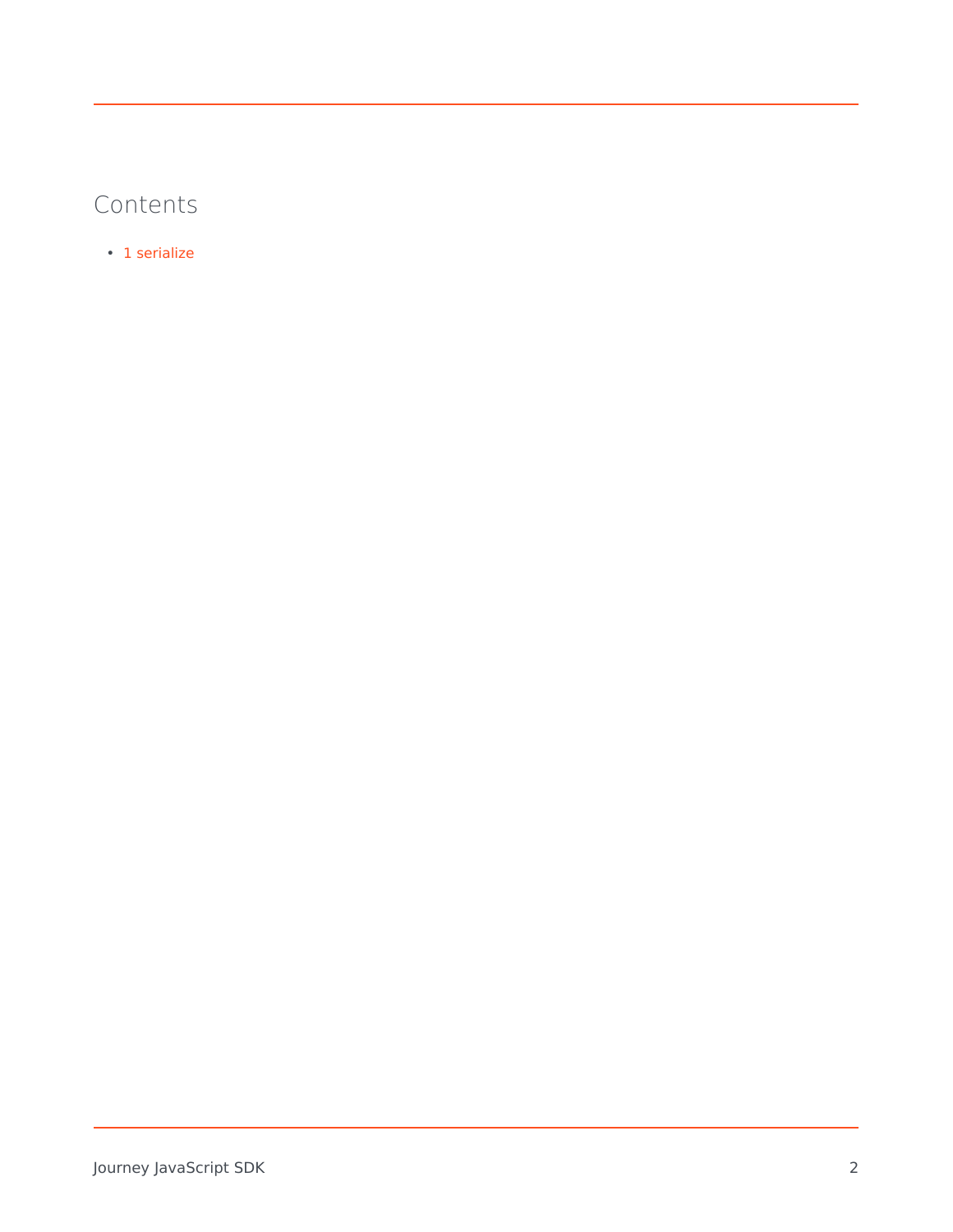## Contents

- 1 serialize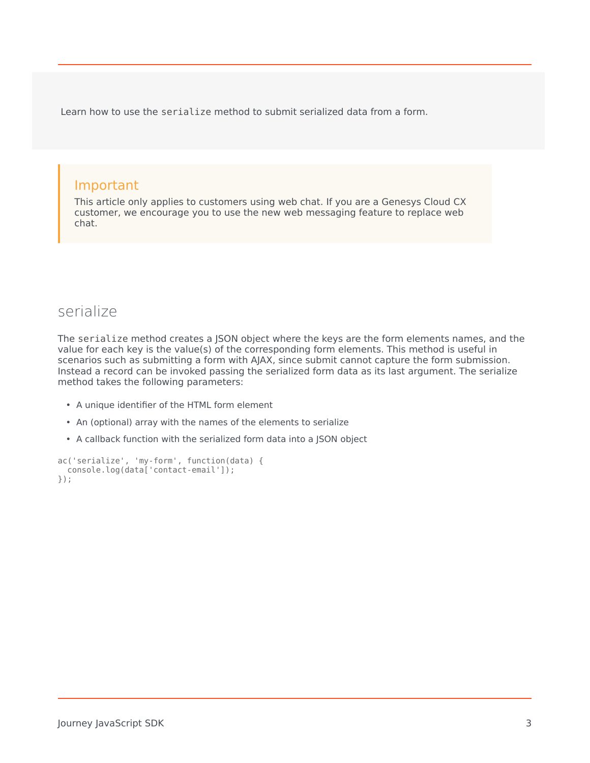Learn how to use the `serialize` method to submit serialized data from a form.

> **Important**
> This article only applies to customers using web chat. If you are a Genesys Cloud CX customer, we encourage you to use the new web messaging feature to replace web chat.

## serialize

The `serialize` method creates a JSON object where the keys are the form elements names, and the value for each key is the value(s) of the corresponding form elements. This method is useful in scenarios such as submitting a form with AJAX, since submit cannot capture the form submission. Instead a record can be invoked passing the serialized form data as its last argument. The serialize method takes the following parameters:

- A unique identifier of the HTML form element
- An (optional) array with the names of the elements to serialize
- A callback function with the serialized form data into a JSON object

```
ac('serialize', 'my-form', function(data) {
  console.log(data['contact-email']);
});
```